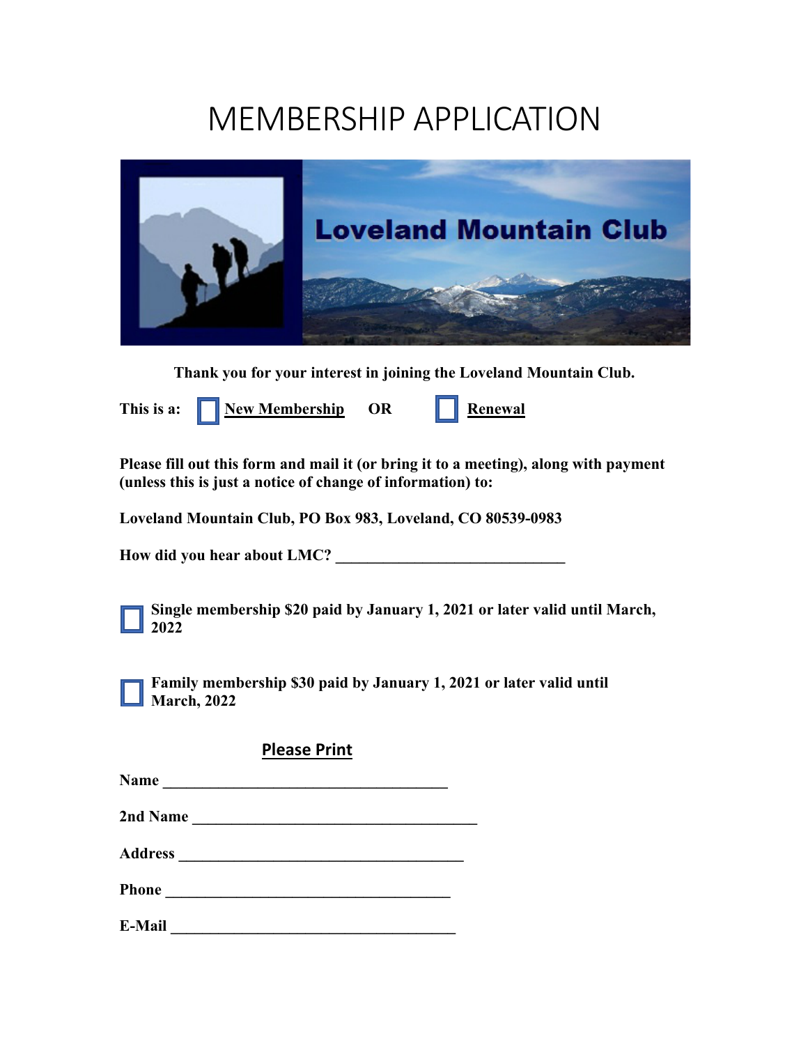# MEMBERSHIP APPLICATION

Loveland Mountain Club

**Thank you for your interest in joining the Loveland Mountain Club.**

**This is a:** ☐ **New Membership** **OR** ☐ **Renewal**

**Please fill out this form and mail it (or bring it to a meeting), along with payment (unless this is just a notice of change of information) to:**

**Loveland Mountain Club, PO Box 983, Loveland, CO 80539-0983**

**How did you hear about LMC? ______________________________**

☐ **Single membership $20 paid by January 1, 2021 or later valid until March, 2022**

☐ **Family membership $30 paid by January 1, 2021 or later valid until March, 2022**

**Please Print**

**Name** _____________________________________

**2nd Name** _____________________________________

**Address** _____________________________________

**Phone** _____________________________________

**E-Mail** _____________________________________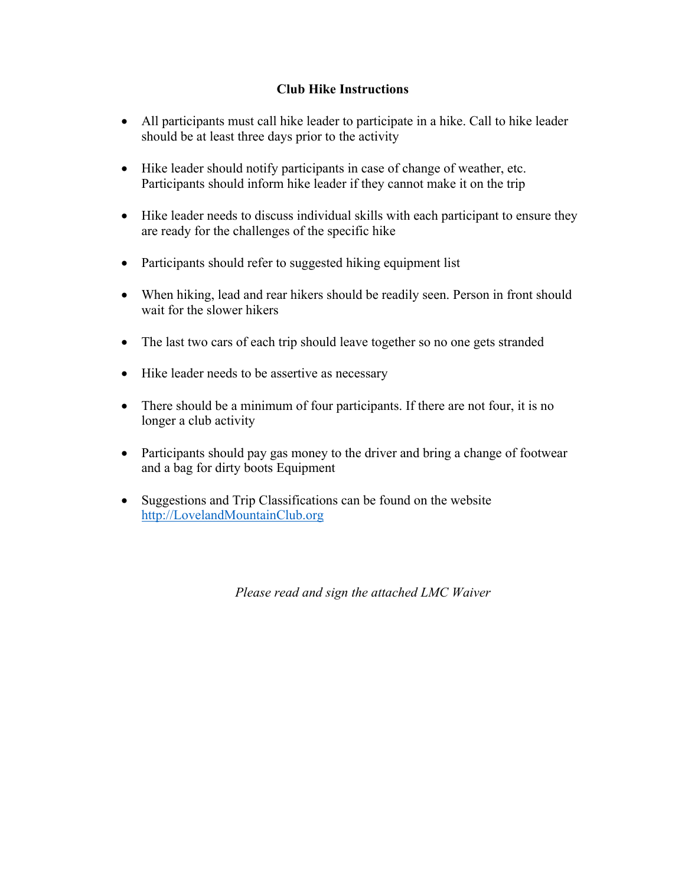**Club Hike Instructions**

- All participants must call hike leader to participate in a hike. Call to hike leader should be at least three days prior to the activity
- Hike leader should notify participants in case of change of weather, etc. Participants should inform hike leader if they cannot make it on the trip
- Hike leader needs to discuss individual skills with each participant to ensure they are ready for the challenges of the specific hike
- Participants should refer to suggested hiking equipment list
- When hiking, lead and rear hikers should be readily seen. Person in front should wait for the slower hikers
- The last two cars of each trip should leave together so no one gets stranded
- Hike leader needs to be assertive as necessary
- There should be a minimum of four participants. If there are not four, it is no longer a club activity
- Participants should pay gas money to the driver and bring a change of footwear and a bag for dirty boots Equipment
- Suggestions and Trip Classifications can be found on the website [http://LovelandMountainClub.org](http://LovelandMountainClub.org)

*Please read and sign the attached LMC Waiver*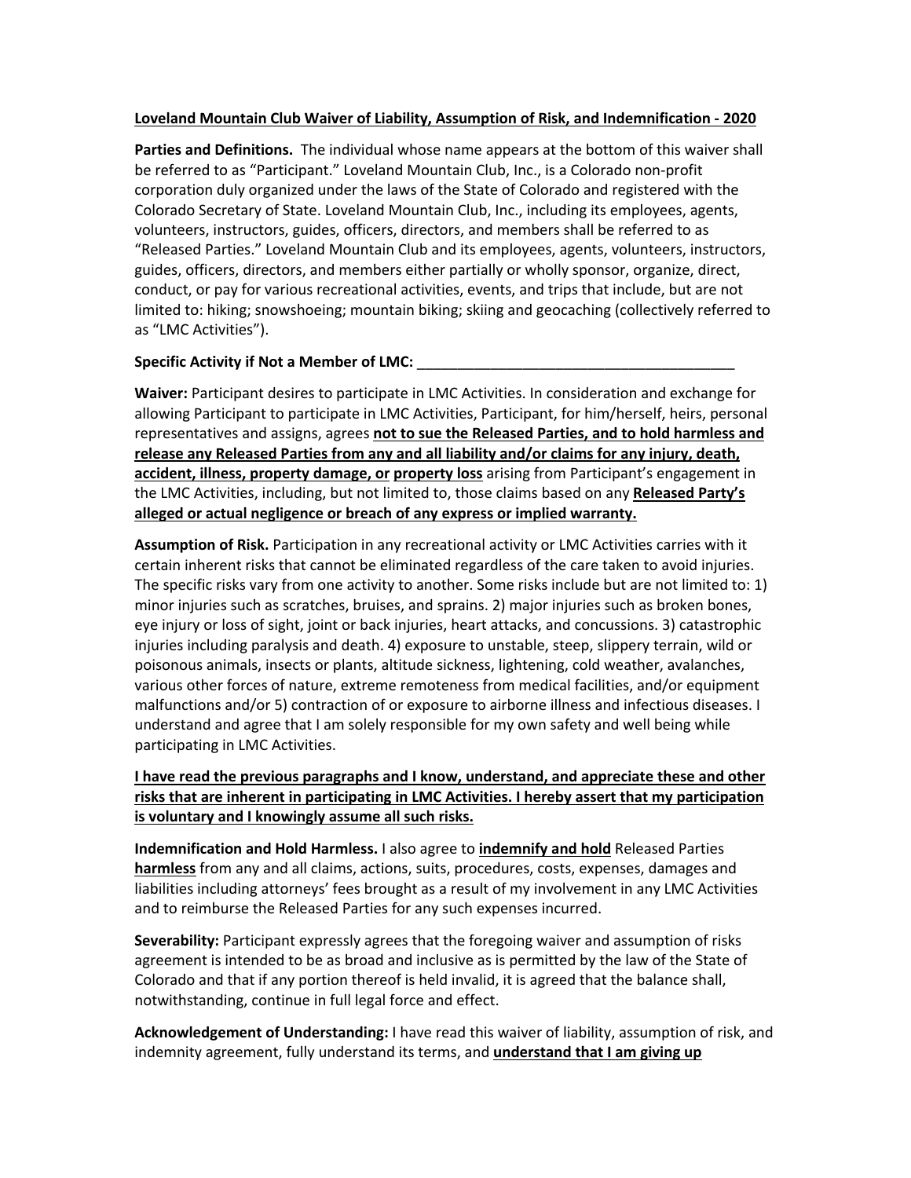**<u>Loveland Mountain Club Waiver of Liability, Assumption of Risk, and Indemnification - 2020</u>**

**Parties and Definitions.** The individual whose name appears at the bottom of this waiver shall be referred to as "Participant." Loveland Mountain Club, Inc., is a Colorado non-profit corporation duly organized under the laws of the State of Colorado and registered with the Colorado Secretary of State. Loveland Mountain Club, Inc., including its employees, agents, volunteers, instructors, guides, officers, directors, and members shall be referred to as "Released Parties." Loveland Mountain Club and its employees, agents, volunteers, instructors, guides, officers, directors, and members either partially or wholly sponsor, organize, direct, conduct, or pay for various recreational activities, events, and trips that include, but are not limited to: hiking; snowshoeing; mountain biking; skiing and geocaching (collectively referred to as "LMC Activities").

**Specific Activity if Not a Member of LMC:** ________________________________________

**Waiver:** Participant desires to participate in LMC Activities. In consideration and exchange for allowing Participant to participate in LMC Activities, Participant, for him/herself, heirs, personal representatives and assigns, agrees **<u>not to sue the Released Parties, and to hold harmless and release any Released Parties from any and all liability and/or claims for any injury, death, accident, illness, property damage, or property loss</u>** arising from Participant's engagement in the LMC Activities, including, but not limited to, those claims based on any **<u>Released Party's alleged or actual negligence or breach of any express or implied warranty.</u>**

**Assumption of Risk.** Participation in any recreational activity or LMC Activities carries with it certain inherent risks that cannot be eliminated regardless of the care taken to avoid injuries. The specific risks vary from one activity to another. Some risks include but are not limited to: 1) minor injuries such as scratches, bruises, and sprains. 2) major injuries such as broken bones, eye injury or loss of sight, joint or back injuries, heart attacks, and concussions. 3) catastrophic injuries including paralysis and death. 4) exposure to unstable, steep, slippery terrain, wild or poisonous animals, insects or plants, altitude sickness, lightening, cold weather, avalanches, various other forces of nature, extreme remoteness from medical facilities, and/or equipment malfunctions and/or 5) contraction of or exposure to airborne illness and infectious diseases. I understand and agree that I am solely responsible for my own safety and well being while participating in LMC Activities.

**<u>I have read the previous paragraphs and I know, understand, and appreciate these and other risks that are inherent in participating in LMC Activities. I hereby assert that my participation is voluntary and I knowingly assume all such risks.</u>**

**Indemnification and Hold Harmless.** I also agree to **<u>indemnify and hold</u>** Released Parties **<u>harmless</u>** from any and all claims, actions, suits, procedures, costs, expenses, damages and liabilities including attorneys' fees brought as a result of my involvement in any LMC Activities and to reimburse the Released Parties for any such expenses incurred.

**Severability:** Participant expressly agrees that the foregoing waiver and assumption of risks agreement is intended to be as broad and inclusive as is permitted by the law of the State of Colorado and that if any portion thereof is held invalid, it is agreed that the balance shall, notwithstanding, continue in full legal force and effect.

**Acknowledgement of Understanding:** I have read this waiver of liability, assumption of risk, and indemnity agreement, fully understand its terms, and **<u>understand that I am giving up</u>**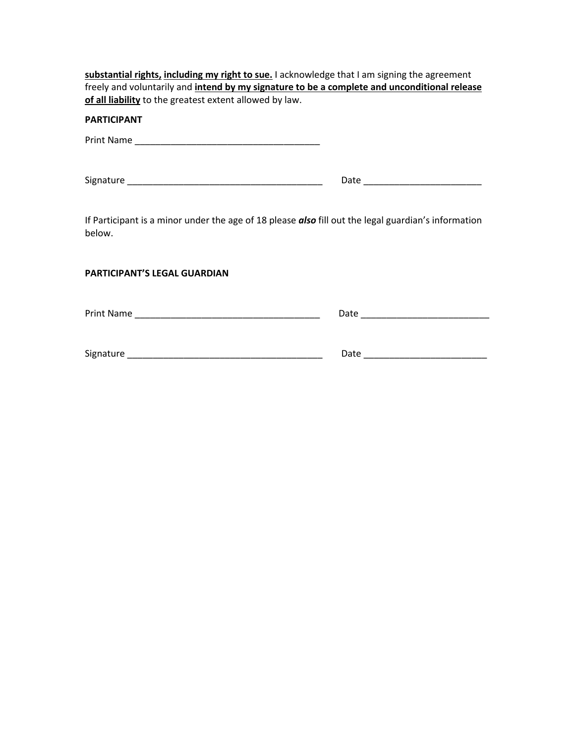**<u>substantial rights,</u>** **<u>including my right to sue.</u>** I acknowledge that I am signing the agreement freely and voluntarily and **<u>intend by my signature to be a complete and unconditional release of all liability</u>** to the greatest extent allowed by law.

**PARTICIPANT**

Print Name ____________________________________

Signature ______________________________________ Date _______________________

If Participant is a minor under the age of 18 please ***also*** fill out the legal guardian's information below.

**PARTICIPANT'S LEGAL GUARDIAN**

Print Name ____________________________________ Date ________________________

Signature ______________________________________ Date ________________________